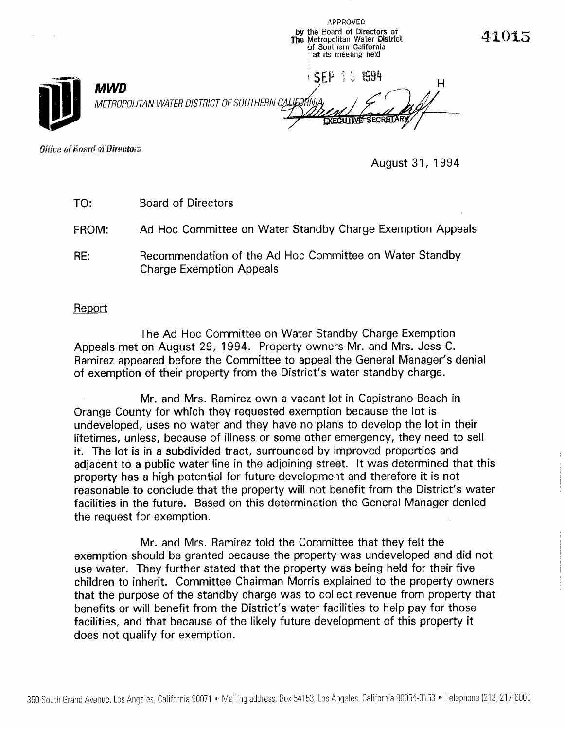APPROVED
by the Board of Directors of
The Metropolitan Water District
of Southern California
at its meeting held

SEP 13 1994

EXECUTIVE SECRETARY

41015

H

**MWD**

*METROPOLITAN WATER DISTRICT OF SOUTHERN CALIFORNIA*

*Office of Board of Directors*

August 31, 1994

TO: Board of Directors

FROM: Ad Hoc Committee on Water Standby Charge Exemption Appeals

RE: Recommendation of the Ad Hoc Committee on Water Standby Charge Exemption Appeals

Report

The Ad Hoc Committee on Water Standby Charge Exemption Appeals met on August 29, 1994. Property owners Mr. and Mrs. Jess C. Ramirez appeared before the Committee to appeal the General Manager's denial of exemption of their property from the District's water standby charge.

Mr. and Mrs. Ramirez own a vacant lot in Capistrano Beach in Orange County for which they requested exemption because the lot is undeveloped, uses no water and they have no plans to develop the lot in their lifetimes, unless, because of illness or some other emergency, they need to sell it. The lot is in a subdivided tract, surrounded by improved properties and adjacent to a public water line in the adjoining street. It was determined that this property has a high potential for future development and therefore it is not reasonable to conclude that the property will not benefit from the District's water facilities in the future. Based on this determination the General Manager denied the request for exemption.

Mr. and Mrs. Ramirez told the Committee that they felt the exemption should be granted because the property was undeveloped and did not use water. They further stated that the property was being held for their five children to inherit. Committee Chairman Morris explained to the property owners that the purpose of the standby charge was to collect revenue from property that benefits or will benefit from the District's water facilities to help pay for those facilities, and that because of the likely future development of this property it does not qualify for exemption.

350 South Grand Avenue, Los Angeles, California 90071 • Mailing address: Box 54153, Los Angeles, California 90054-0153 • Telephone (213) 217-6000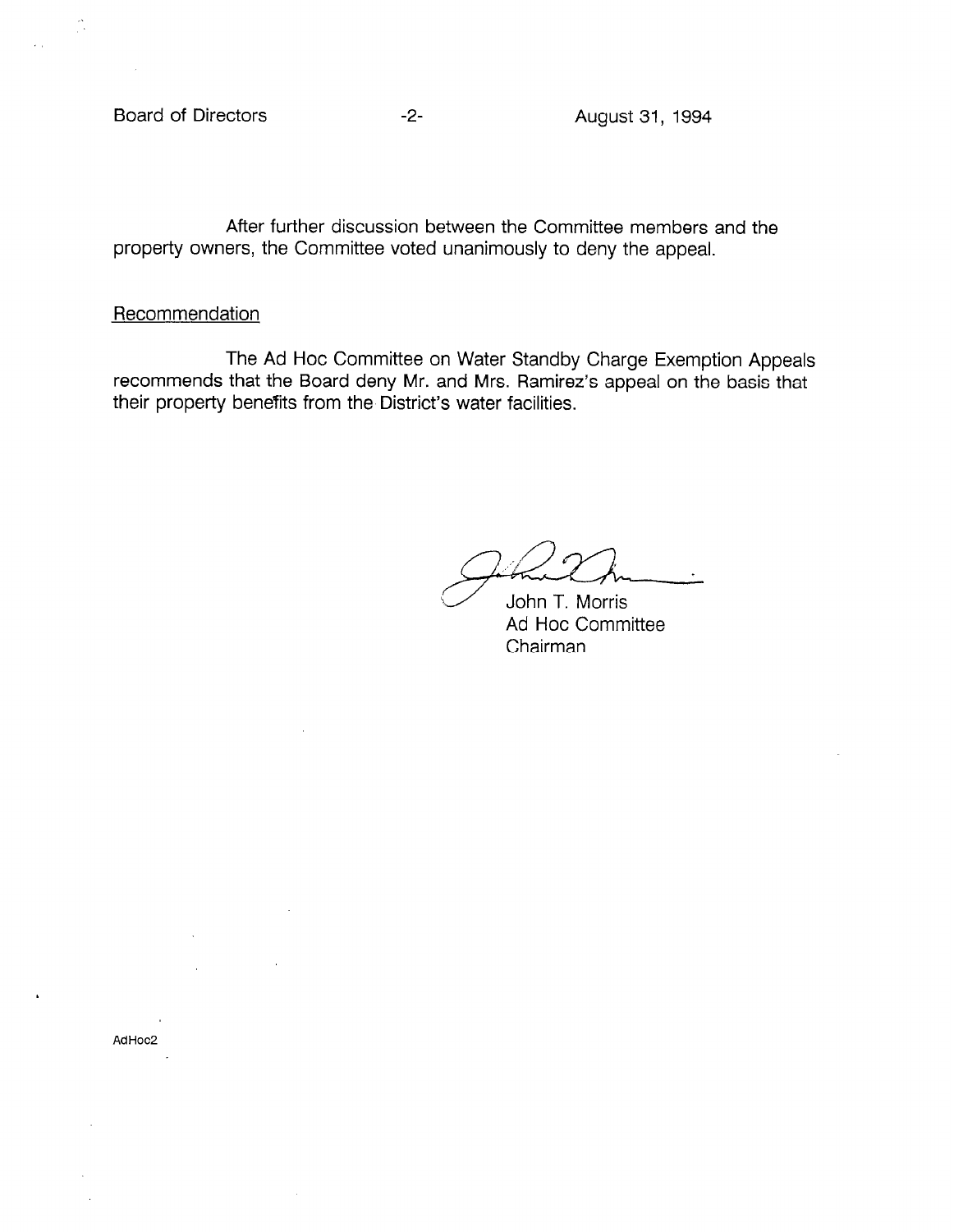After further discussion between the Committee members and the property owners, the Committee voted unanimously to deny the appeal.

Recommendation

The Ad Hoc Committee on Water Standby Charge Exemption Appeals recommends that the Board deny Mr. and Mrs. Ramirez's appeal on the basis that their property benefits from the District's water facilities.

John T. Morris
Ad Hoc Committee
Chairman

AdHoc2